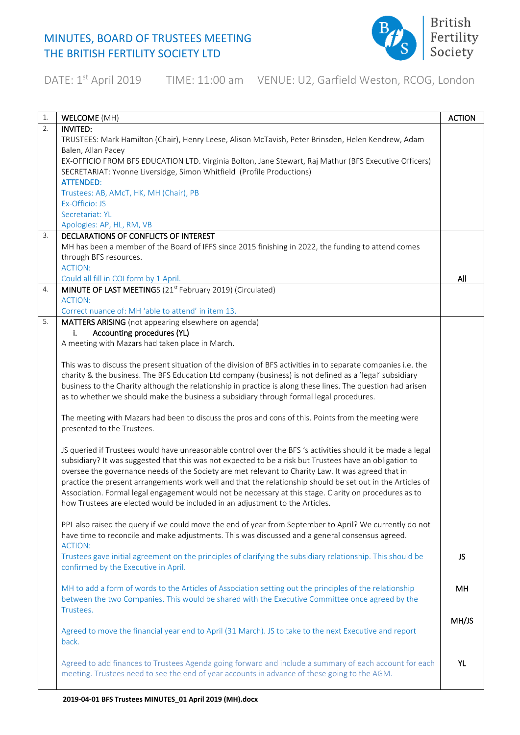# MINUTES, BOARD OF TRUSTEES MEETING
# THE BRITISH FERTILITY SOCIETY LTD

British Fertility Society

DATE: 1st April 2019 TIME: 11:00 am VENUE: U2, Garfield Weston, RCOG, London

| | | ACTION |
|---|---|---|
| 1. | **WELCOME** (MH) | |
| 2. | **INVITED:**<br>TRUSTEES: Mark Hamilton (Chair), Henry Leese, Alison McTavish, Peter Brinsden, Helen Kendrew, Adam Balen, Allan Pacey<br>EX-OFFICIO FROM BFS EDUCATION LTD. Virginia Bolton, Jane Stewart, Raj Mathur (BFS Executive Officers)<br>SECRETARIAT: Yvonne Liversidge, Simon Whitfield (Profile Productions)<br>ATTENDED:<br>Trustees: AB, AMcT, HK, MH (Chair), PB<br>Ex-Officio: JS<br>Secretariat: YL<br>Apologies: AP, HL, RM, VB | |
| 3. | **DECLARATIONS OF CONFLICTS OF INTEREST**<br>MH has been a member of the Board of IFFS since 2015 finishing in 2022, the funding to attend comes through BFS resources.<br>ACTION:<br>Could all fill in COI form by 1 April. | All |
| 4. | **MINUTE OF LAST MEETINGS** (21st February 2019) (Circulated)<br>ACTION:<br>Correct nuance of: MH 'able to attend' in item 13. | |
| 5. | **MATTERS ARISING** (not appearing elsewhere on agenda)<br>i. **Accounting procedures (YL)**<br>A meeting with Mazars had taken place in March.<br><br>This was to discuss the present situation of the division of BFS activities in to separate companies i.e. the charity & the business. The BFS Education Ltd company (business) is not defined as a 'legal' subsidiary business to the Charity although the relationship in practice is along these lines. The question had arisen as to whether we should make the business a subsidiary through formal legal procedures.<br><br>The meeting with Mazars had been to discuss the pros and cons of this. Points from the meeting were presented to the Trustees.<br><br>JS queried if Trustees would have unreasonable control over the BFS 's activities should it be made a legal subsidiary? It was suggested that this was not expected to be a risk but Trustees have an obligation to oversee the governance needs of the Society are met relevant to Charity Law. It was agreed that in practice the present arrangements work well and that the relationship should be set out in the Articles of Association. Formal legal engagement would not be necessary at this stage. Clarity on procedures as to how Trustees are elected would be included in an adjustment to the Articles.<br><br>PPL also raised the query if we could move the end of year from September to April? We currently do not have time to reconcile and make adjustments. This was discussed and a general consensus agreed.<br>ACTION:<br>Trustees gave initial agreement on the principles of clarifying the subsidiary relationship. This should be confirmed by the Executive in April.<br><br>MH to add a form of words to the Articles of Association setting out the principles of the relationship between the two Companies. This would be shared with the Executive Committee once agreed by the Trustees.<br><br>Agreed to move the financial year end to April (31 March). JS to take to the next Executive and report back.<br><br>Agreed to add finances to Trustees Agenda going forward and include a summary of each account for each meeting. Trustees need to see the end of year accounts in advance of these going to the AGM. | JS<br><br>MH<br><br>MH/JS<br><br>YL |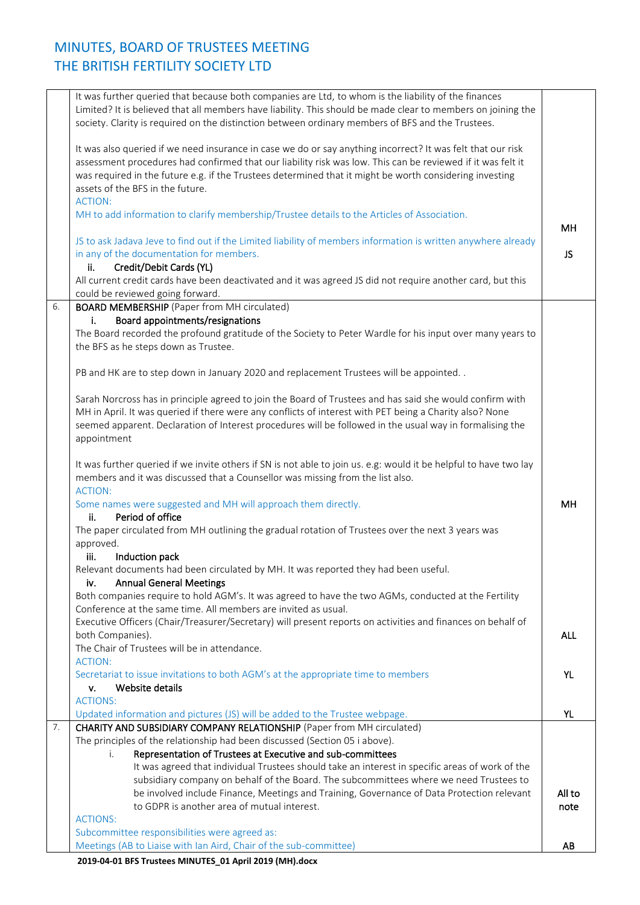# MINUTES, BOARD OF TRUSTEES MEETING
# THE BRITISH FERTILITY SOCIETY LTD

| | | |
|---|---|---|
| | It was further queried that because both companies are Ltd, to whom is the liability of the finances Limited? It is believed that all members have liability. This should be made clear to members on joining the society. Clarity is required on the distinction between ordinary members of BFS and the Trustees.<br><br>It was also queried if we need insurance in case we do or say anything incorrect? It was felt that our risk assessment procedures had confirmed that our liability risk was low. This can be reviewed if it was felt it was required in the future e.g. if the Trustees determined that it might be worth considering investing assets of the BFS in the future.<br>ACTION:<br>MH to add information to clarify membership/Trustee details to the Articles of Association.<br><br>JS to ask Jadava Jeve to find out if the Limited liability of members information is written anywhere already in any of the documentation for members.<br>**ii. Credit/Debit Cards (YL)**<br>All current credit cards have been deactivated and it was agreed JS did not require another card, but this could be reviewed going forward. | MH<br><br>JS |
| 6. | **BOARD MEMBERSHIP** (Paper from MH circulated)<br>**i. Board appointments/resignations**<br>The Board recorded the profound gratitude of the Society to Peter Wardle for his input over many years to the BFS as he steps down as Trustee.<br><br>PB and HK are to step down in January 2020 and replacement Trustees will be appointed. .<br><br>Sarah Norcross has in principle agreed to join the Board of Trustees and has said she would confirm with MH in April. It was queried if there were any conflicts of interest with PET being a Charity also? None seemed apparent. Declaration of Interest procedures will be followed in the usual way in formalising the appointment<br><br>It was further queried if we invite others if SN is not able to join us. e.g: would it be helpful to have two lay members and it was discussed that a Counsellor was missing from the list also.<br>ACTION:<br>Some names were suggested and MH will approach them directly.<br>**ii. Period of office**<br>The paper circulated from MH outlining the gradual rotation of Trustees over the next 3 years was approved.<br>**iii. Induction pack**<br>Relevant documents had been circulated by MH. It was reported they had been useful.<br>**iv. Annual General Meetings**<br>Both companies require to hold AGM's. It was agreed to have the two AGMs, conducted at the Fertility Conference at the same time. All members are invited as usual.<br>Executive Officers (Chair/Treasurer/Secretary) will present reports on activities and finances on behalf of both Companies).<br>The Chair of Trustees will be in attendance.<br>ACTION:<br>Secretariat to issue invitations to both AGM's at the appropriate time to members<br>**v. Website details**<br>ACTIONS:<br>Updated information and pictures (JS) will be added to the Trustee webpage. | MH<br><br>ALL<br><br>YL<br><br>YL |
| 7. | **CHARITY AND SUBSIDIARY COMPANY RELATIONSHIP** (Paper from MH circulated)<br>The principles of the relationship had been discussed (Section 05 i above).<br>**i. Representation of Trustees at Executive and sub-committees**<br>It was agreed that individual Trustees should take an interest in specific areas of work of the subsidiary company on behalf of the Board. The subcommittees where we need Trustees to be involved include Finance, Meetings and Training, Governance of Data Protection relevant to GDPR is another area of mutual interest.<br>ACTIONS:<br>Subcommittee responsibilities were agreed as:<br>Meetings (AB to Liaise with Ian Aird, Chair of the sub-committee) | All to note<br><br>AB |

**2019-04-01 BFS Trustees MINUTES_01 April 2019 (MH).docx**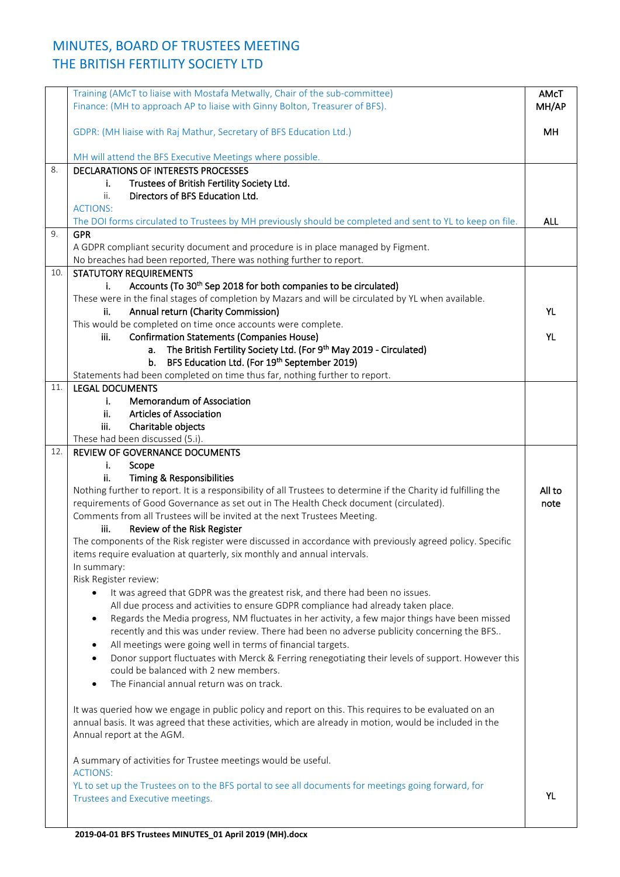# MINUTES, BOARD OF TRUSTEES MEETING
# THE BRITISH FERTILITY SOCIETY LTD

| | | |
|---|---|---|
| | Training (AMcT to liaise with Mostafa Metwally, Chair of the sub-committee)<br>Finance: (MH to approach AP to liaise with Ginny Bolton, Treasurer of BFS).<br><br>GDPR: (MH liaise with Raj Mathur, Secretary of BFS Education Ltd.)<br><br>MH will attend the BFS Executive Meetings where possible. | AMcT<br>MH/AP<br><br>MH |
| 8. | DECLARATIONS OF INTERESTS PROCESSES<br>i. **Trustees of British Fertility Society Ltd.**<br>ii. **Directors of BFS Education Ltd.**<br>ACTIONS:<br>The DOI forms circulated to Trustees by MH previously should be completed and sent to YL to keep on file. | ALL |
| 9. | **GPR**<br>A GDPR compliant security document and procedure is in place managed by Figment.<br>No breaches had been reported, There was nothing further to report. | |
| 10. | STATUTORY REQUIREMENTS<br>i. **Accounts (To 30th Sep 2018 for both companies to be circulated)**<br>These were in the final stages of completion by Mazars and will be circulated by YL when available.<br>ii. **Annual return (Charity Commission)**<br>This would be completed on time once accounts were complete.<br>iii. **Confirmation Statements (Companies House)**<br>a. **The British Fertility Society Ltd. (For 9th May 2019 - Circulated)**<br>b. **BFS Education Ltd. (For 19th September 2019)**<br>Statements had been completed on time thus far, nothing further to report. | <br><br>YL<br><br>YL |
| 11. | LEGAL DOCUMENTS<br>i. **Memorandum of Association**<br>ii. **Articles of Association**<br>iii. **Charitable objects**<br>These had been discussed (5.i). | |
| 12. | REVIEW OF GOVERNANCE DOCUMENTS<br>i. **Scope**<br>ii. **Timing & Responsibilities**<br>Nothing further to report. It is a responsibility of all Trustees to determine if the Charity id fulfilling the requirements of Good Governance as set out in The Health Check document (circulated).<br>Comments from all Trustees will be invited at the next Trustees Meeting.<br>iii. **Review of the Risk Register**<br>The components of the Risk register were discussed in accordance with previously agreed policy. Specific items require evaluation at quarterly, six monthly and annual intervals.<br>In summary:<br>Risk Register review:<br>• It was agreed that GDPR was the greatest risk, and there had been no issues. All due process and activities to ensure GDPR compliance had already taken place.<br>• Regards the Media progress, NM fluctuates in her activity, a few major things have been missed recently and this was under review. There had been no adverse publicity concerning the BFS..<br>• All meetings were going well in terms of financial targets.<br>• Donor support fluctuates with Merck & Ferring renegotiating their levels of support. However this could be balanced with 2 new members.<br>• The Financial annual return was on track.<br><br>It was queried how we engage in public policy and report on this. This requires to be evaluated on an annual basis. It was agreed that these activities, which are already in motion, would be included in the Annual report at the AGM.<br><br>A summary of activities for Trustee meetings would be useful.<br>ACTIONS:<br>YL to set up the Trustees on to the BFS portal to see all documents for meetings going forward, for Trustees and Executive meetings. | <br><br><br>All to note<br><br><br><br><br><br><br><br><br><br><br><br><br><br><br><br><br><br><br>YL |

**2019-04-01 BFS Trustees MINUTES_01 April 2019 (MH).docx**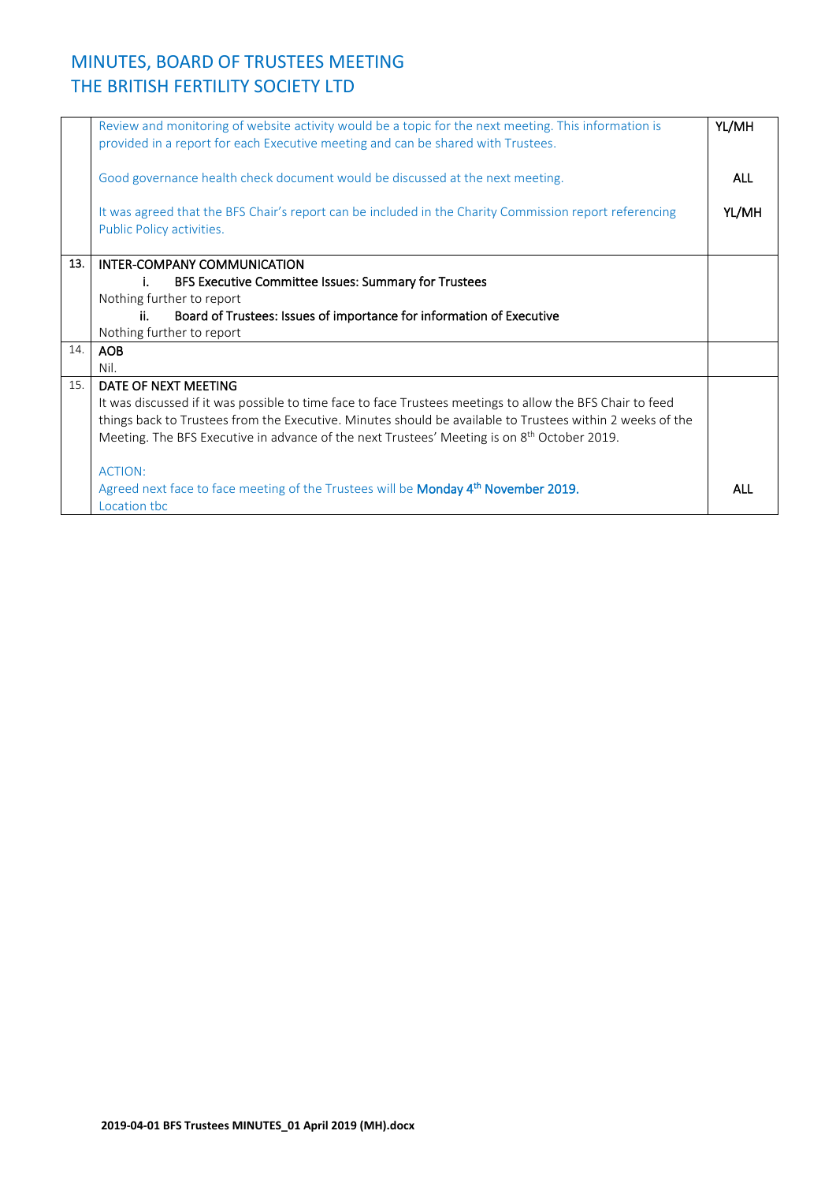# MINUTES, BOARD OF TRUSTEES MEETING
# THE BRITISH FERTILITY SOCIETY LTD

| | | |
|---|---|---|
| | Review and monitoring of website activity would be a topic for the next meeting. This information is provided in a report for each Executive meeting and can be shared with Trustees.<br><br>Good governance health check document would be discussed at the next meeting.<br><br>It was agreed that the BFS Chair's report can be included in the Charity Commission report referencing Public Policy activities. | YL/MH<br><br>ALL<br><br>YL/MH |
| **13.** | INTER-COMPANY COMMUNICATION<br>i. **BFS Executive Committee Issues: Summary for Trustees**<br>Nothing further to report<br>ii. **Board of Trustees: Issues of importance for information of Executive**<br>Nothing further to report | |
| 14. | **AOB**<br>Nil. | |
| 15. | DATE OF NEXT MEETING<br>It was discussed if it was possible to time face to face Trustees meetings to allow the BFS Chair to feed things back to Trustees from the Executive. Minutes should be available to Trustees within 2 weeks of the Meeting. The BFS Executive in advance of the next Trustees' Meeting is on 8th October 2019.<br><br>ACTION:<br>Agreed next face to face meeting of the Trustees will be **Monday 4th November 2019.**<br>Location tbc | <br><br><br><br><br><br>ALL |

**2019-04-01 BFS Trustees MINUTES_01 April 2019 (MH).docx**